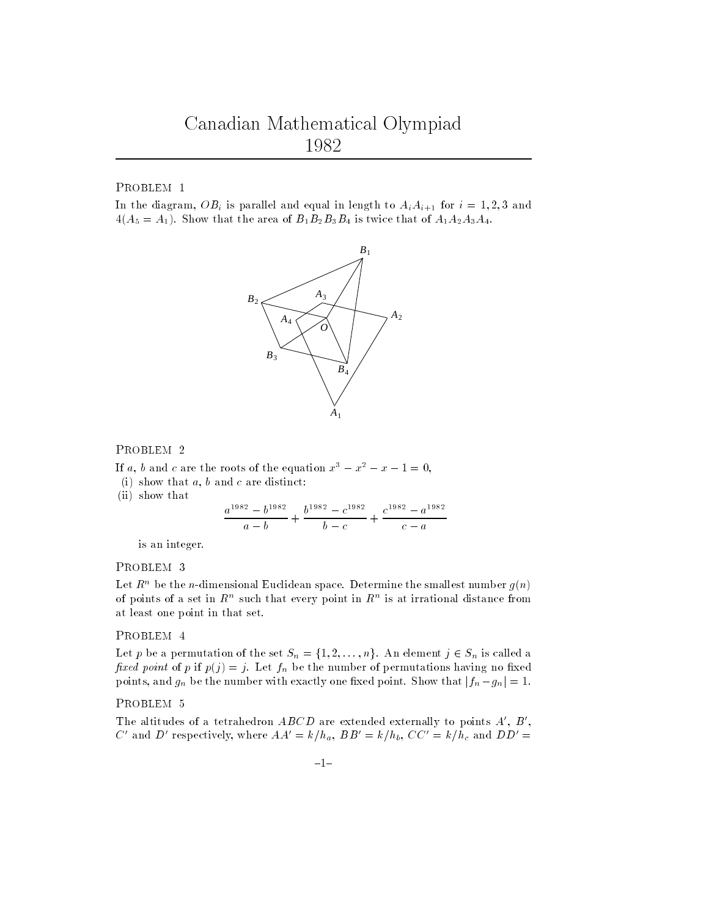// Canadian Mathematical Olympiad 1982 — page 1 transcription
# Canadian Mathematical Olympiad
# 1982

## Problem 1

In the diagram, $OB_i$ is parallel and equal in length to $A_iA_{i+1}$ for $i = 1, 2, 3$ and $4 (A_5 = A_1)$. Show that the area of $B_1B_2B_3B_4$ is twice that of $A_1A_2A_3A_4$.

## Problem 2

If $a$, $b$ and $c$ are the roots of the equation $x^3 - x^2 - x - 1 = 0$,

(i) show that $a$, $b$ and $c$ are distinct:

(ii) show that

$$\frac{a^{1982} - b^{1982}}{a - b} + \frac{b^{1982} - c^{1982}}{b - c} + \frac{c^{1982} - a^{1982}}{c - a}$$

is an integer.

## Problem 3

Let $R^n$ be the $n$-dimensional Euclidean space. Determine the smallest number $g(n)$ of points of a set in $R^n$ such that every point in $R^n$ is at irrational distance from at least one point in that set.

## Problem 4

Let $p$ be a permutation of the set $S_n = \{1, 2, \dots, n\}$. An element $j \in S_n$ is called a *fixed point* of $p$ if $p(j) = j$. Let $f_n$ be the number of permutations having no fixed points, and $g_n$ be the number with exactly one fixed point. Show that $|f_n - g_n| = 1$.

## Problem 5

The altitudes of a tetrahedron $ABCD$ are extended externally to points $A'$, $B'$, $C'$ and $D'$ respectively, where $AA' = k/h_a$, $BB' = k/h_b$, $CC' = k/h_c$ and $DD' =$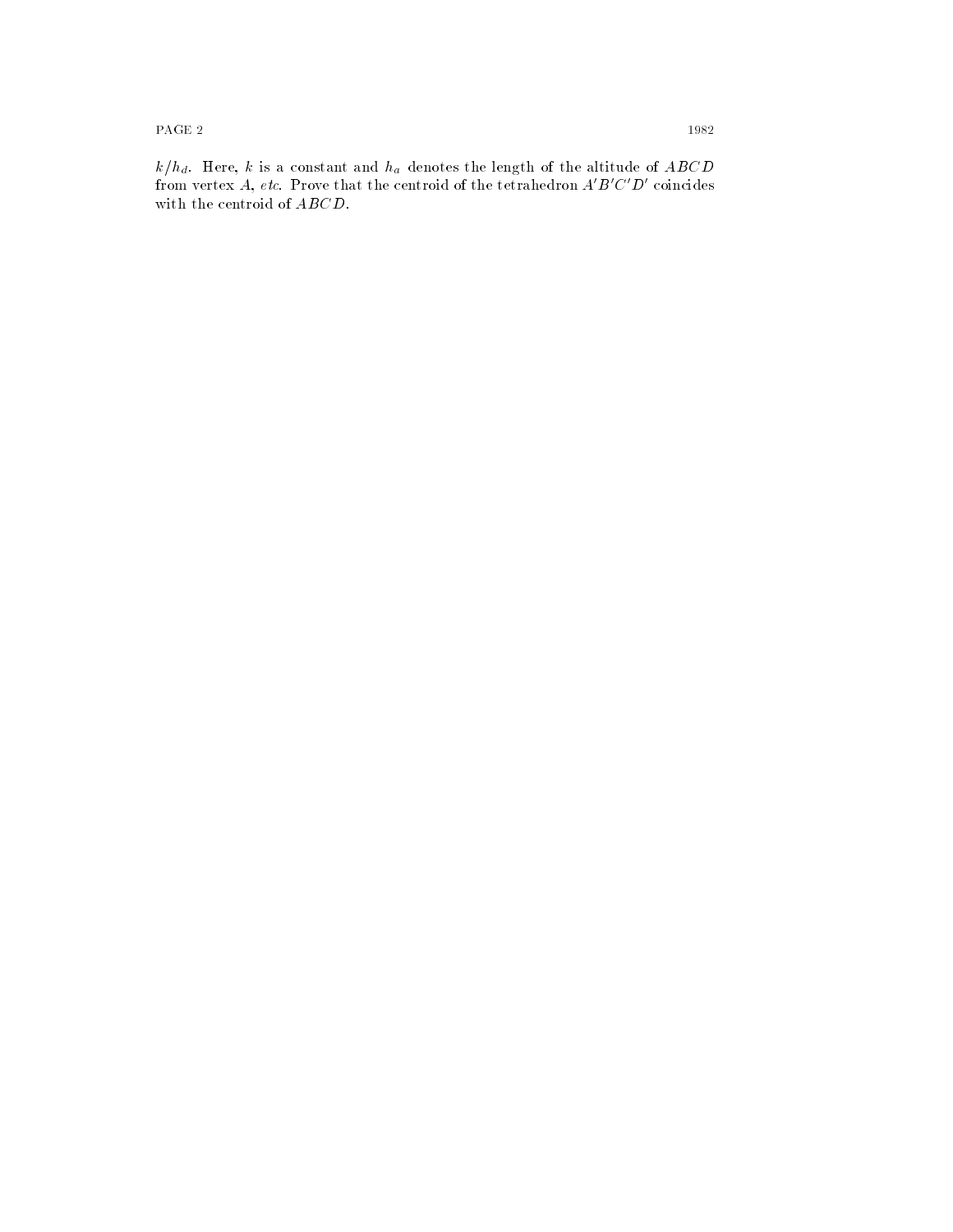$k/h_d$. Here, $k$ is a constant and $h_a$ denotes the length of the altitude of $ABCD$ from vertex $A$, *etc.* Prove that the centroid of the tetrahedron $A'B'C'D'$ coincides with the centroid of $ABCD$.